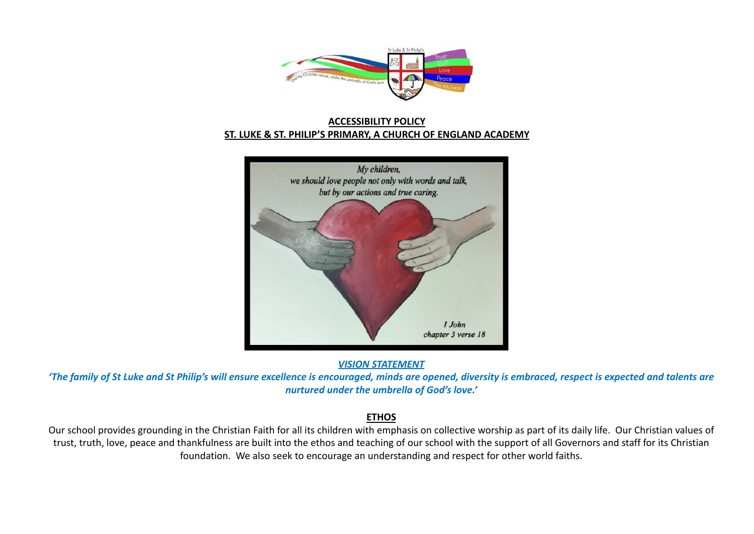**ACCESSIBILITY POLICY**

**ST. LUKE & ST. PHILIP'S PRIMARY, A CHURCH OF ENGLAND ACADEMY**

***VISION STATEMENT***

***'The family of St Luke and St Philip's will ensure excellence is encouraged, minds are opened, diversity is embraced, respect is expected and talents are nurtured under the umbrella of God's love.'***

## ETHOS

Our school provides grounding in the Christian Faith for all its children with emphasis on collective worship as part of its daily life. Our Christian values of trust, truth, love, peace and thankfulness are built into the ethos and teaching of our school with the support of all Governors and staff for its Christian foundation. We also seek to encourage an understanding and respect for other world faiths.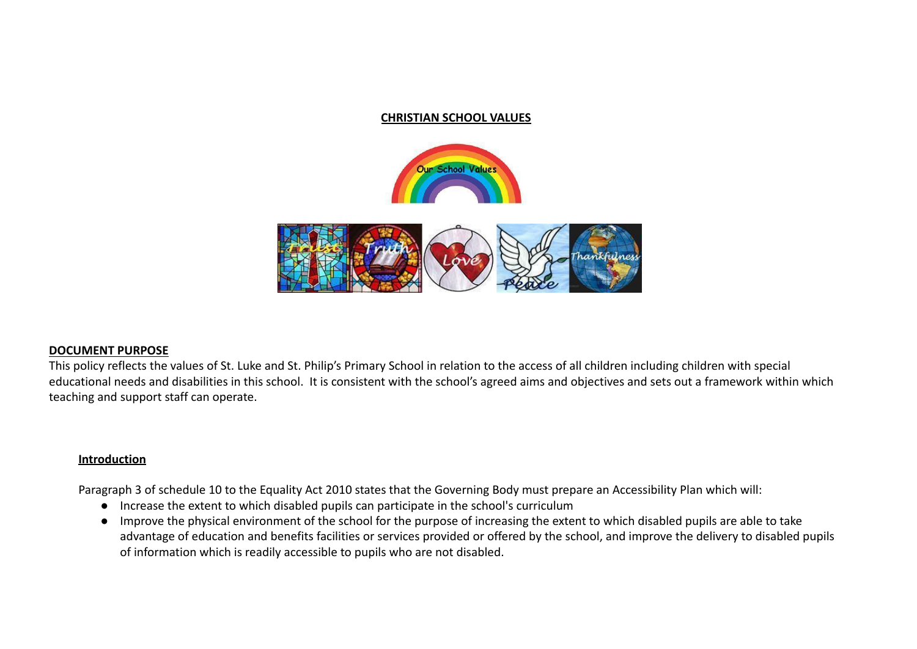**CHRISTIAN SCHOOL VALUES**

**DOCUMENT PURPOSE**

This policy reflects the values of St. Luke and St. Philip's Primary School in relation to the access of all children including children with special educational needs and disabilities in this school. It is consistent with the school's agreed aims and objectives and sets out a framework within which teaching and support staff can operate.

**Introduction**

Paragraph 3 of schedule 10 to the Equality Act 2010 states that the Governing Body must prepare an Accessibility Plan which will:

- Increase the extent to which disabled pupils can participate in the school's curriculum
- Improve the physical environment of the school for the purpose of increasing the extent to which disabled pupils are able to take advantage of education and benefits facilities or services provided or offered by the school, and improve the delivery to disabled pupils of information which is readily accessible to pupils who are not disabled.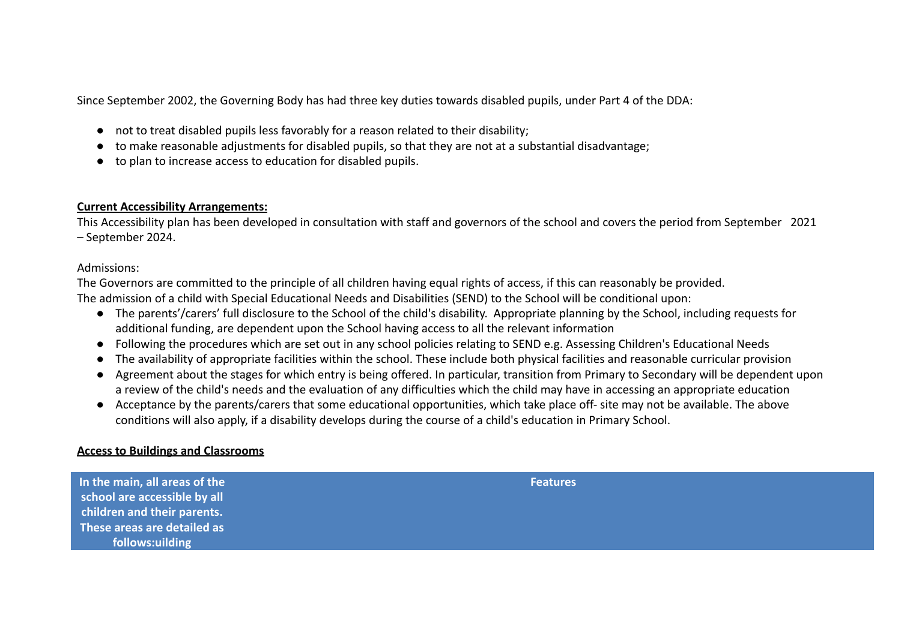Since September 2002, the Governing Body has had three key duties towards disabled pupils, under Part 4 of the DDA:

- not to treat disabled pupils less favorably for a reason related to their disability;
- to make reasonable adjustments for disabled pupils, so that they are not at a substantial disadvantage;
- to plan to increase access to education for disabled pupils.

**Current Accessibility Arrangements:**

This Accessibility plan has been developed in consultation with staff and governors of the school and covers the period from September 2021 – September 2024.

Admissions:

The Governors are committed to the principle of all children having equal rights of access, if this can reasonably be provided.

The admission of a child with Special Educational Needs and Disabilities (SEND) to the School will be conditional upon:

- The parents'/carers' full disclosure to the School of the child's disability. Appropriate planning by the School, including requests for additional funding, are dependent upon the School having access to all the relevant information
- Following the procedures which are set out in any school policies relating to SEND e.g. Assessing Children's Educational Needs
- The availability of appropriate facilities within the school. These include both physical facilities and reasonable curricular provision
- Agreement about the stages for which entry is being offered. In particular, transition from Primary to Secondary will be dependent upon a review of the child's needs and the evaluation of any difficulties which the child may have in accessing an appropriate education
- Acceptance by the parents/carers that some educational opportunities, which take place off- site may not be available. The above conditions will also apply, if a disability develops during the course of a child's education in Primary School.

**Access to Buildings and Classrooms**

| In the main, all areas of the school are accessible by all children and their parents. These areas are detailed as follows:uilding | Features |
|---|---|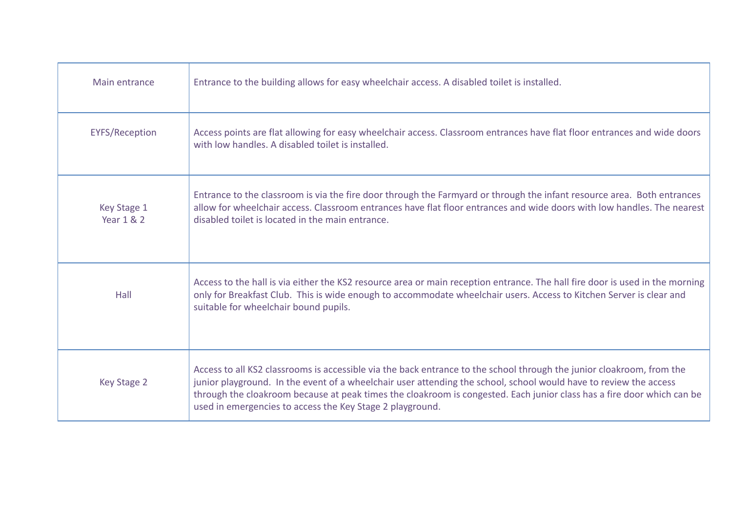| | |
|---|---|
| Main entrance | Entrance to the building allows for easy wheelchair access. A disabled toilet is installed. |
| EYFS/Reception | Access points are flat allowing for easy wheelchair access. Classroom entrances have flat floor entrances and wide doors with low handles. A disabled toilet is installed. |
| Key Stage 1 Year 1 & 2 | Entrance to the classroom is via the fire door through the Farmyard or through the infant resource area. Both entrances allow for wheelchair access. Classroom entrances have flat floor entrances and wide doors with low handles. The nearest disabled toilet is located in the main entrance. |
| Hall | Access to the hall is via either the KS2 resource area or main reception entrance. The hall fire door is used in the morning only for Breakfast Club. This is wide enough to accommodate wheelchair users. Access to Kitchen Server is clear and suitable for wheelchair bound pupils. |
| Key Stage 2 | Access to all KS2 classrooms is accessible via the back entrance to the school through the junior cloakroom, from the junior playground. In the event of a wheelchair user attending the school, school would have to review the access through the cloakroom because at peak times the cloakroom is congested. Each junior class has a fire door which can be used in emergencies to access the Key Stage 2 playground. |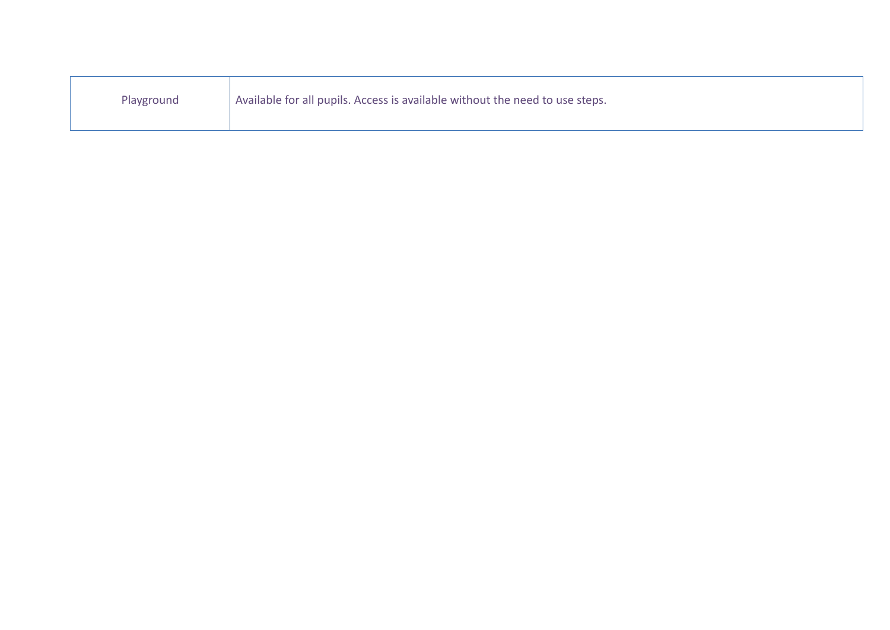| Playground | Available for all pupils. Access is available without the need to use steps. |
| --- | --- |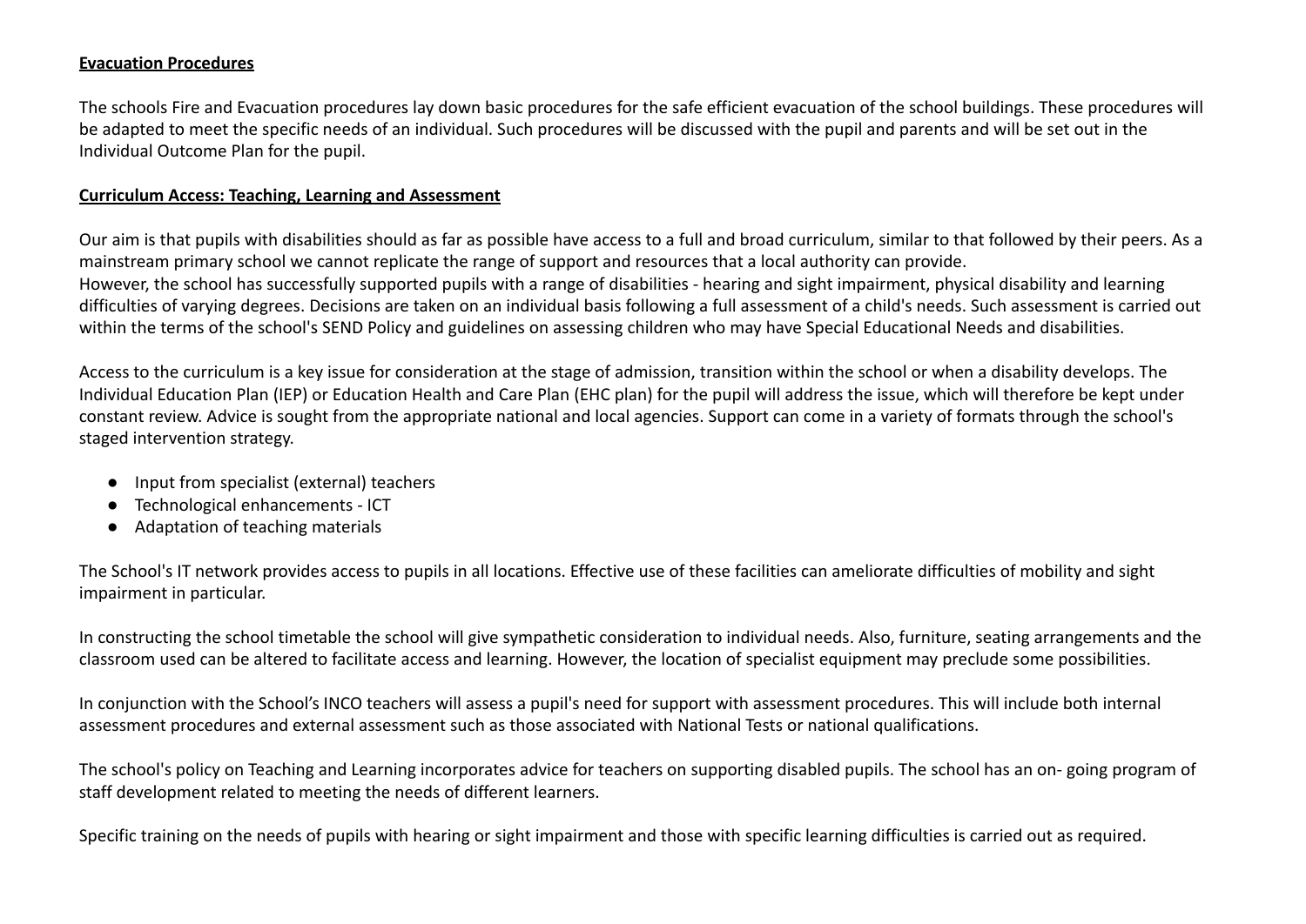**Evacuation Procedures**

The schools Fire and Evacuation procedures lay down basic procedures for the safe efficient evacuation of the school buildings. These procedures will be adapted to meet the specific needs of an individual. Such procedures will be discussed with the pupil and parents and will be set out in the Individual Outcome Plan for the pupil.

**Curriculum Access: Teaching, Learning and Assessment**

Our aim is that pupils with disabilities should as far as possible have access to a full and broad curriculum, similar to that followed by their peers. As a mainstream primary school we cannot replicate the range of support and resources that a local authority can provide.
However, the school has successfully supported pupils with a range of disabilities - hearing and sight impairment, physical disability and learning difficulties of varying degrees. Decisions are taken on an individual basis following a full assessment of a child's needs. Such assessment is carried out within the terms of the school's SEND Policy and guidelines on assessing children who may have Special Educational Needs and disabilities.

Access to the curriculum is a key issue for consideration at the stage of admission, transition within the school or when a disability develops. The Individual Education Plan (IEP) or Education Health and Care Plan (EHC plan) for the pupil will address the issue, which will therefore be kept under constant review. Advice is sought from the appropriate national and local agencies. Support can come in a variety of formats through the school's staged intervention strategy.

- Input from specialist (external) teachers
- Technological enhancements - ICT
- Adaptation of teaching materials

The School's IT network provides access to pupils in all locations. Effective use of these facilities can ameliorate difficulties of mobility and sight impairment in particular.

In constructing the school timetable the school will give sympathetic consideration to individual needs. Also, furniture, seating arrangements and the classroom used can be altered to facilitate access and learning. However, the location of specialist equipment may preclude some possibilities.

In conjunction with the School's INCO teachers will assess a pupil's need for support with assessment procedures. This will include both internal assessment procedures and external assessment such as those associated with National Tests or national qualifications.

The school's policy on Teaching and Learning incorporates advice for teachers on supporting disabled pupils. The school has an on- going program of staff development related to meeting the needs of different learners.

Specific training on the needs of pupils with hearing or sight impairment and those with specific learning difficulties is carried out as required.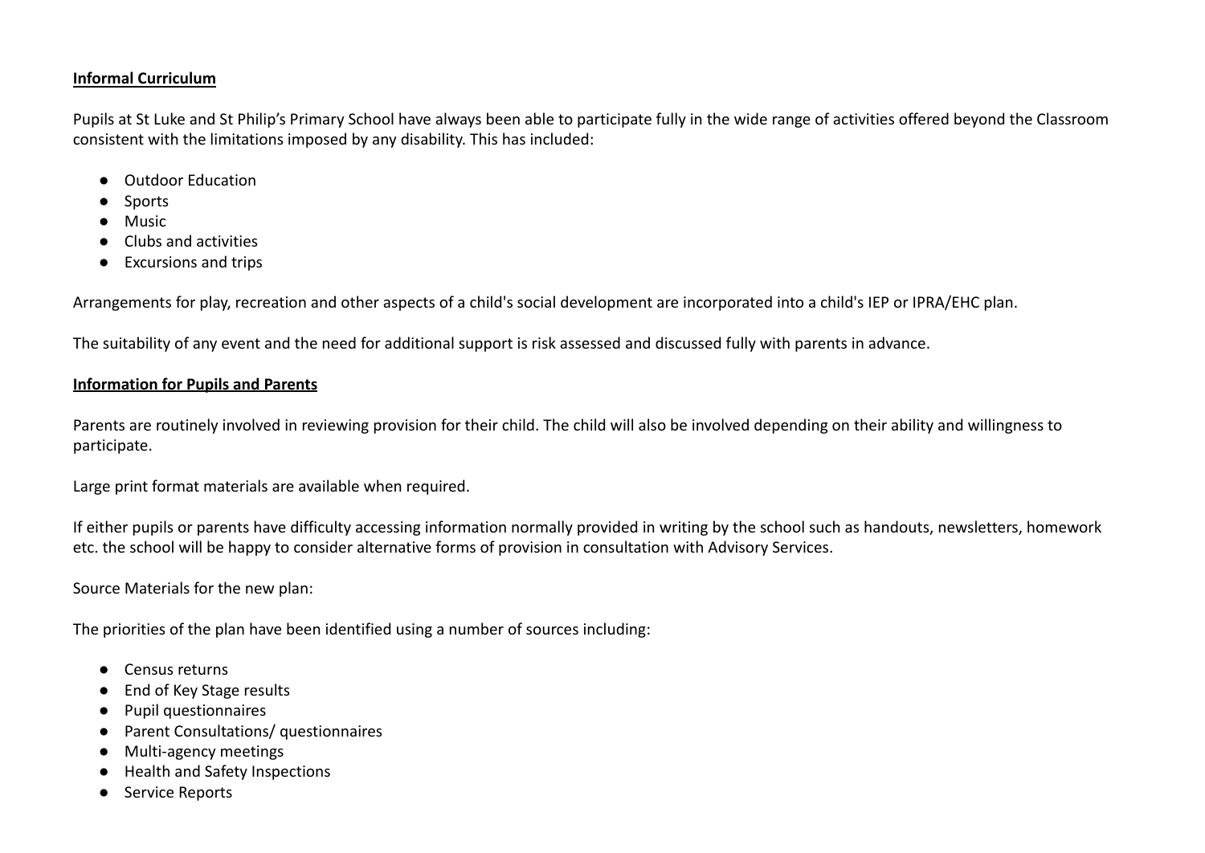**Informal Curriculum**

Pupils at St Luke and St Philip's Primary School have always been able to participate fully in the wide range of activities offered beyond the Classroom consistent with the limitations imposed by any disability. This has included:

- Outdoor Education
- Sports
- Music
- Clubs and activities
- Excursions and trips

Arrangements for play, recreation and other aspects of a child's social development are incorporated into a child's IEP or IPRA/EHC plan.

The suitability of any event and the need for additional support is risk assessed and discussed fully with parents in advance.

**Information for Pupils and Parents**

Parents are routinely involved in reviewing provision for their child. The child will also be involved depending on their ability and willingness to participate.

Large print format materials are available when required.

If either pupils or parents have difficulty accessing information normally provided in writing by the school such as handouts, newsletters, homework etc. the school will be happy to consider alternative forms of provision in consultation with Advisory Services.

Source Materials for the new plan:

The priorities of the plan have been identified using a number of sources including:

- Census returns
- End of Key Stage results
- Pupil questionnaires
- Parent Consultations/ questionnaires
- Multi-agency meetings
- Health and Safety Inspections
- Service Reports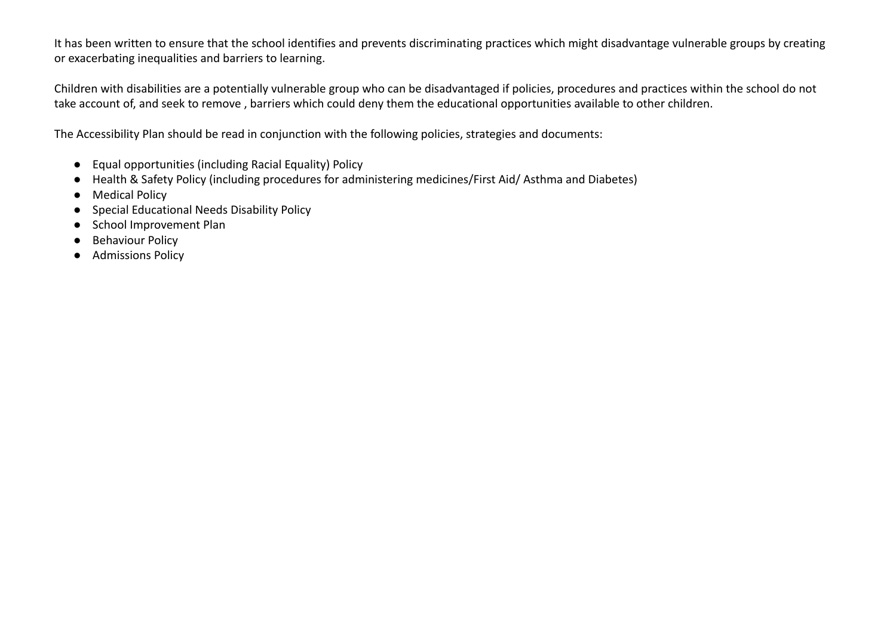It has been written to ensure that the school identifies and prevents discriminating practices which might disadvantage vulnerable groups by creating or exacerbating inequalities and barriers to learning.

Children with disabilities are a potentially vulnerable group who can be disadvantaged if policies, procedures and practices within the school do not take account of, and seek to remove , barriers which could deny them the educational opportunities available to other children.

The Accessibility Plan should be read in conjunction with the following policies, strategies and documents:

- Equal opportunities (including Racial Equality) Policy
- Health & Safety Policy (including procedures for administering medicines/First Aid/ Asthma and Diabetes)
- Medical Policy
- Special Educational Needs Disability Policy
- School Improvement Plan
- Behaviour Policy
- Admissions Policy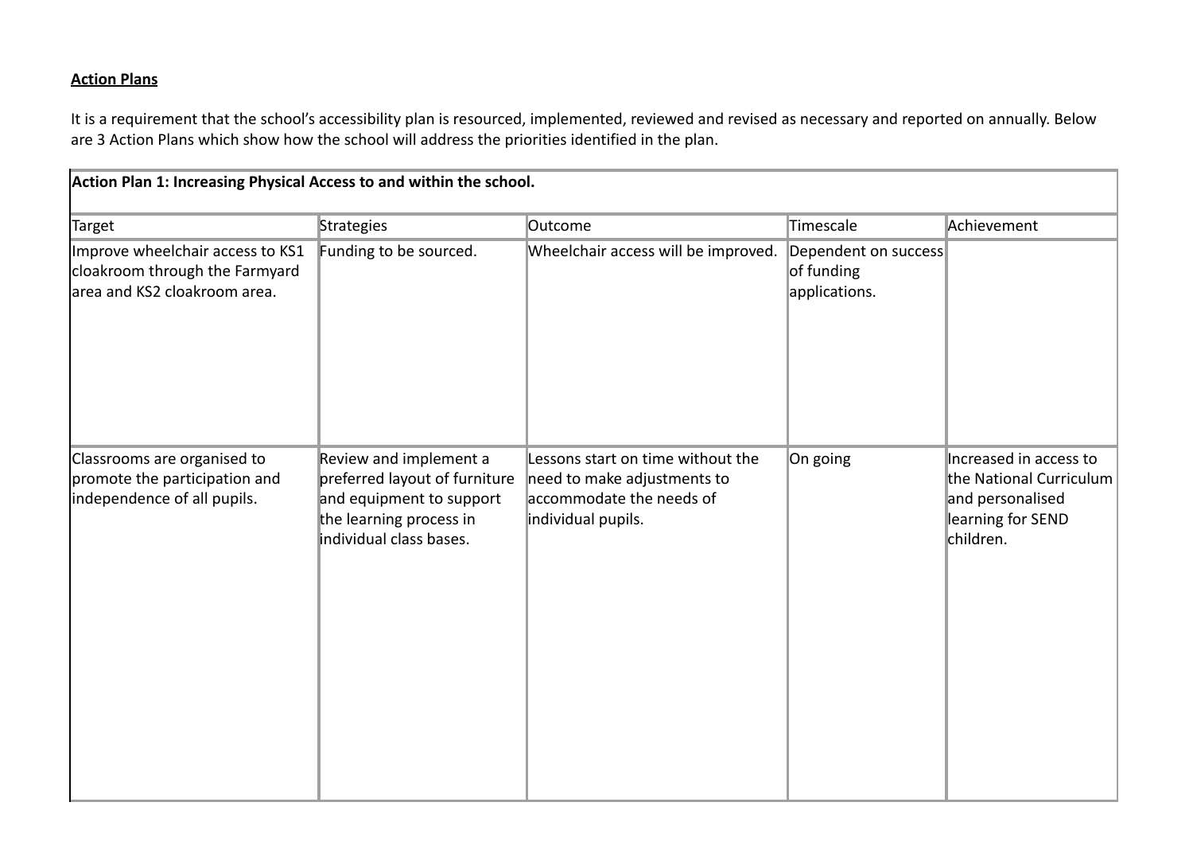**Action Plans**

It is a requirement that the school's accessibility plan is resourced, implemented, reviewed and revised as necessary and reported on annually. Below are 3 Action Plans which show how the school will address the priorities identified in the plan.

| **Action Plan 1: Increasing Physical Access to and within the school.** | | | | |
|---|---|---|---|---|
| Target | Strategies | Outcome | Timescale | Achievement |
| Improve wheelchair access to KS1 cloakroom through the Farmyard area and KS2 cloakroom area. | Funding to be sourced. | Wheelchair access will be improved. | Dependent on success of funding applications. | |
| Classrooms are organised to promote the participation and independence of all pupils. | Review and implement a preferred layout of furniture and equipment to support the learning process in individual class bases. | Lessons start on time without the need to make adjustments to accommodate the needs of individual pupils. | On going | Increased in access to the National Curriculum and personalised learning for SEND children. |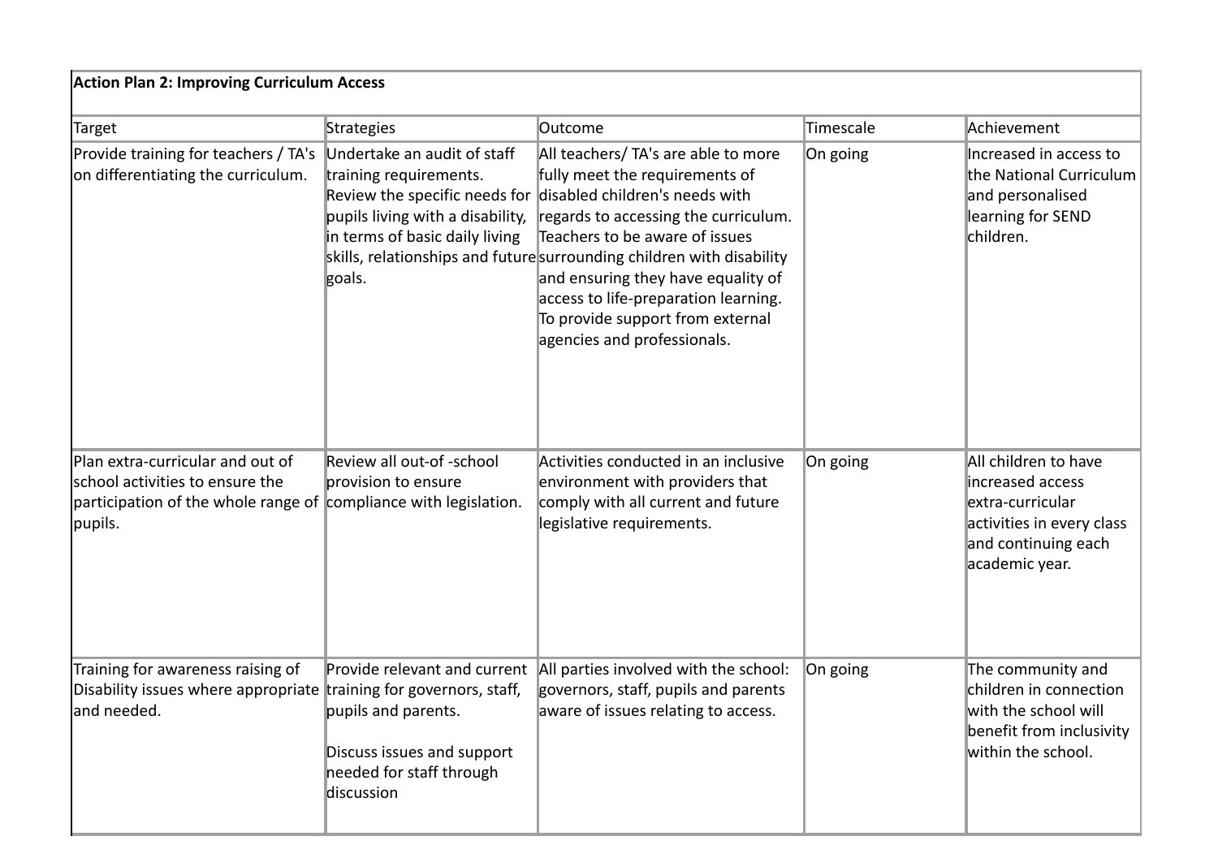| Action Plan 2: Improving Curriculum Access | | | | |
|---|---|---|---|---|
| Target | Strategies | Outcome | Timescale | Achievement |
| Provide training for teachers / TA's on differentiating the curriculum. | Undertake an audit of staff training requirements. Review the specific needs for pupils living with a disability, in terms of basic daily living skills, relationships and future goals. | All teachers/ TA's are able to more fully meet the requirements of disabled children's needs with regards to accessing the curriculum. Teachers to be aware of issues surrounding children with disability and ensuring they have equality of access to life-preparation learning. To provide support from external agencies and professionals. | On going | Increased in access to the National Curriculum and personalised learning for SEND children. |
| Plan extra-curricular and out of school activities to ensure the participation of the whole range of pupils. | Review all out-of -school provision to ensure compliance with legislation. | Activities conducted in an inclusive environment with providers that comply with all current and future legislative requirements. | On going | All children to have increased access extra-curricular activities in every class and continuing each academic year. |
| Training for awareness raising of Disability issues where appropriate and needed. | Provide relevant and current training for governors, staff, pupils and parents.<br><br>Discuss issues and support needed for staff through discussion | All parties involved with the school: governors, staff, pupils and parents aware of issues relating to access. | On going | The community and children in connection with the school will benefit from inclusivity within the school. |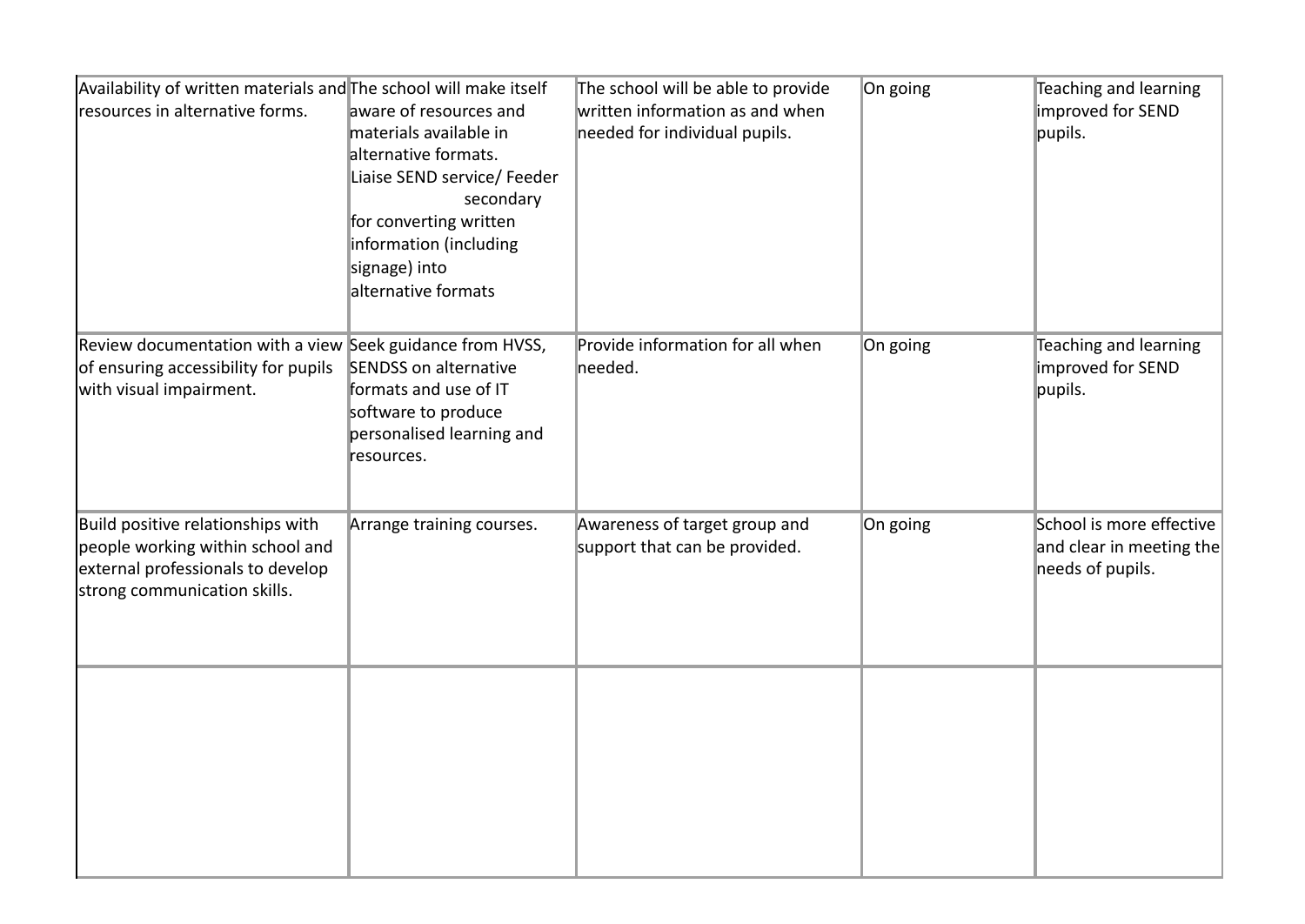| | | | | |
|---|---|---|---|---|
| Availability of written materials and resources in alternative forms. | The school will make itself aware of resources and materials available in alternative formats. Liaise SEND service/ Feeder secondary for converting written information (including signage) into alternative formats | The school will be able to provide written information as and when needed for individual pupils. | On going | Teaching and learning improved for SEND pupils. |
| Review documentation with a view of ensuring accessibility for pupils with visual impairment. | Seek guidance from HVSS, SENDSS on alternative formats and use of IT software to produce personalised learning and resources. | Provide information for all when needed. | On going | Teaching and learning improved for SEND pupils. |
| Build positive relationships with people working within school and external professionals to develop strong communication skills. | Arrange training courses. | Awareness of target group and support that can be provided. | On going | School is more effective and clear in meeting the needs of pupils. |
| | | | | |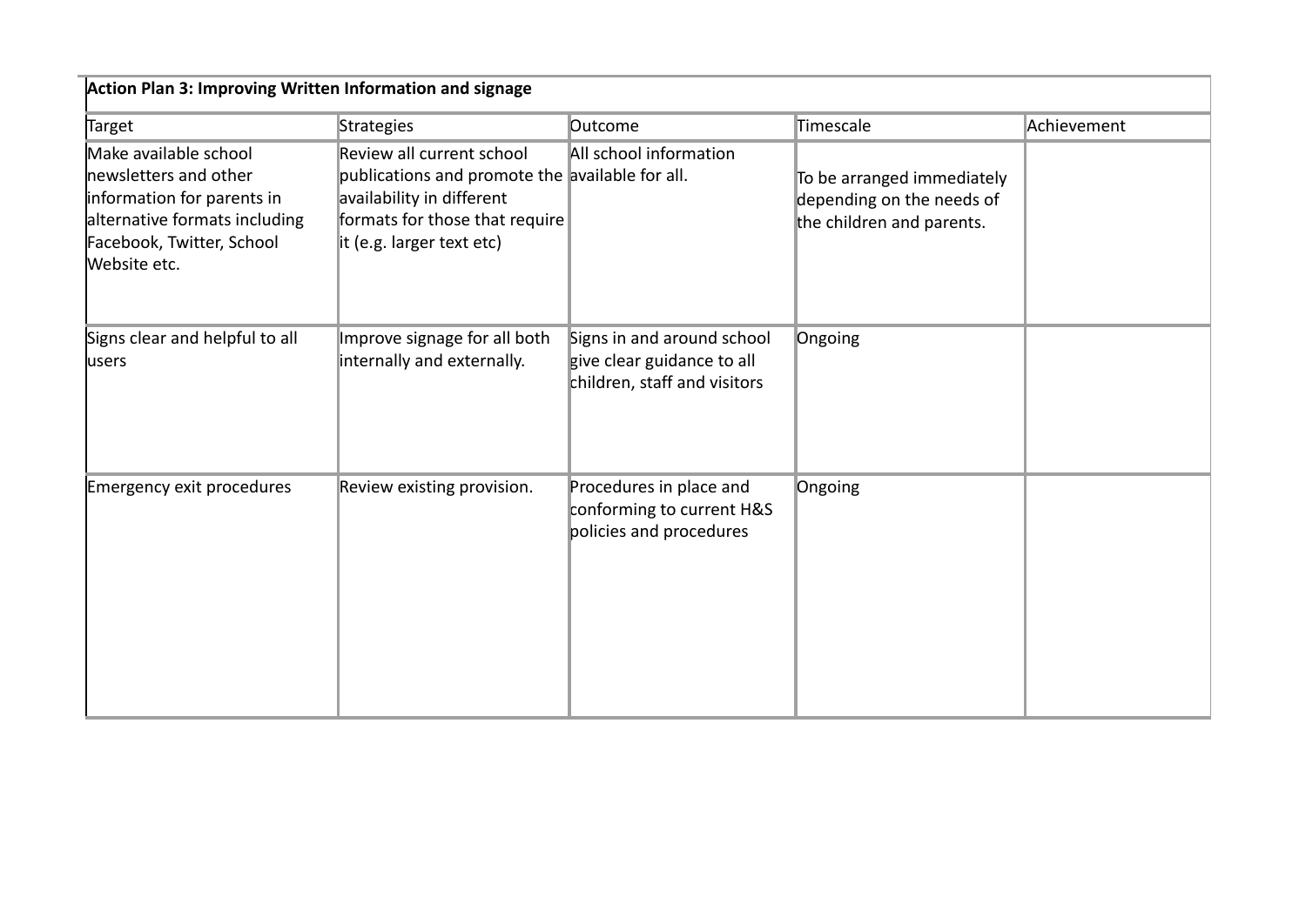| Action Plan 3: Improving Written Information and signage | | | | |
|---|---|---|---|---|
| Target | Strategies | Outcome | Timescale | Achievement |
| Make available school newsletters and other information for parents in alternative formats including Facebook, Twitter, School Website etc. | Review all current school publications and promote the availability in different formats for those that require it (e.g. larger text etc) | All school information available for all. | To be arranged immediately depending on the needs of the children and parents. | |
| Signs clear and helpful to all users | Improve signage for all both internally and externally. | Signs in and around school give clear guidance to all children, staff and visitors | Ongoing | |
| Emergency exit procedures | Review existing provision. | Procedures in place and conforming to current H&S policies and procedures | Ongoing | |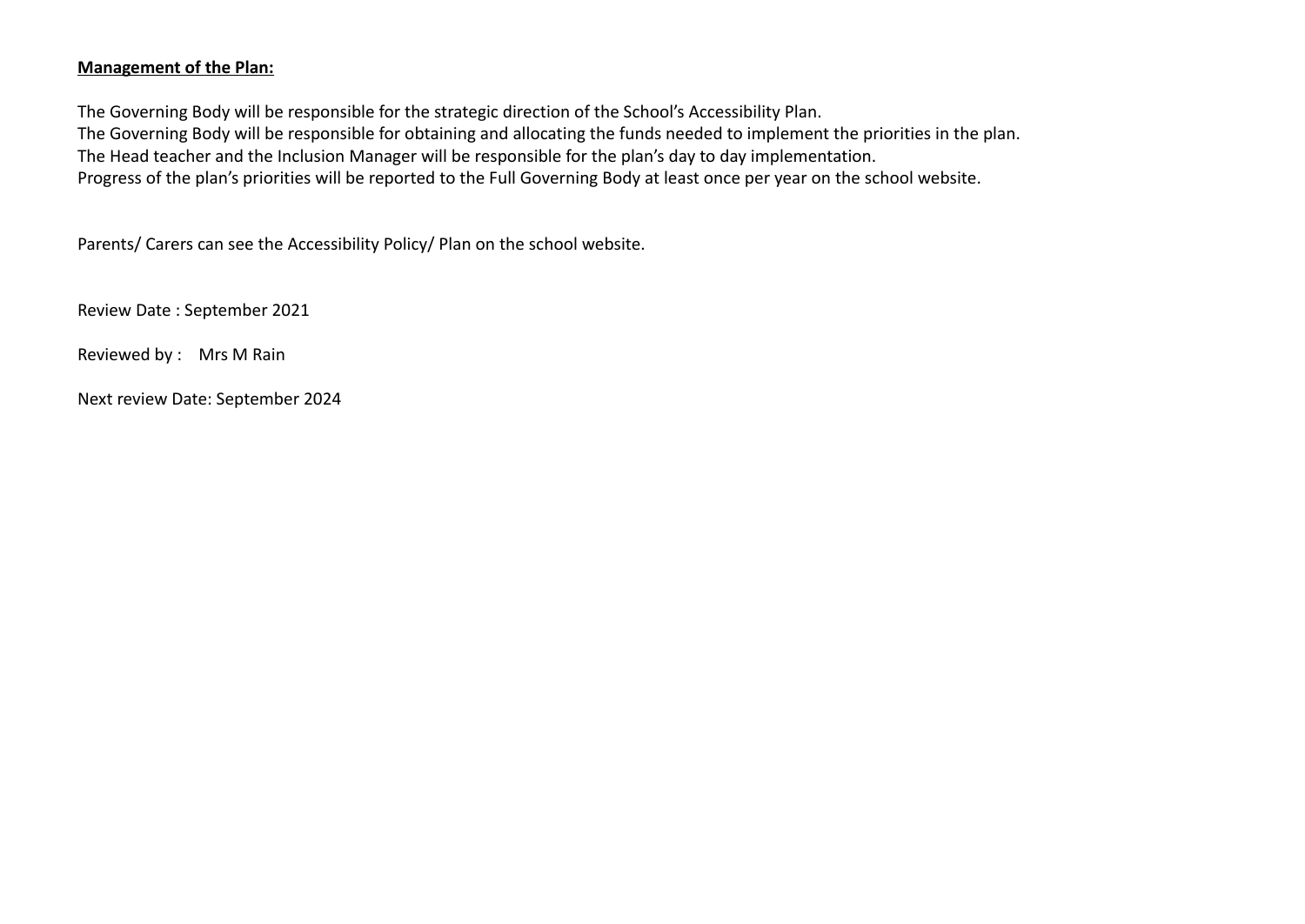**Management of the Plan:**

The Governing Body will be responsible for the strategic direction of the School's Accessibility Plan.
The Governing Body will be responsible for obtaining and allocating the funds needed to implement the priorities in the plan.
The Head teacher and the Inclusion Manager will be responsible for the plan's day to day implementation.
Progress of the plan's priorities will be reported to the Full Governing Body at least once per year on the school website.

Parents/ Carers can see the Accessibility Policy/ Plan on the school website.

Review Date : September 2021

Reviewed by : Mrs M Rain

Next review Date: September 2024